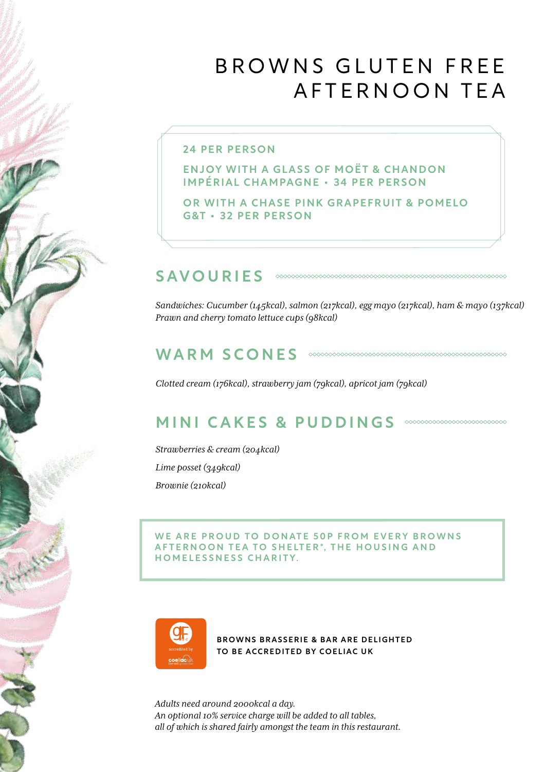# BROWNS GLUTEN FREE AFTERNOON TEA

**24 PER PERSON**

**ENJOY WITH A GLASS OF MOËT & CHANDON IMPÉRIAL CHAMPAGNE • 34 PER PERSON**

**OR WITH A CHASE PINK GRAPEFRUIT & POMELO G&T • 32 PER PERSON**

## SAVOURIES

*Sandwiches: Cucumber (145kcal), salmon (217kcal), egg mayo (217kcal), ham & mayo (137kcal)*
*Prawn and cherry tomato lettuce cups (98kcal)*

## WARM SCONES

*Clotted cream (176kcal), strawberry jam (79kcal), apricot jam (79kcal)*

## MINI CAKES & PUDDINGS

*Strawberries & cream (204kcal)*

*Lime posset (349kcal)*

*Brownie (210kcal)*

**WE ARE PROUD TO DONATE 50P FROM EVERY BROWNS AFTERNOON TEA TO SHELTER\*, THE HOUSING AND HOMELESSNESS CHARITY.**

GF accredited by coeliac uk

**BROWNS BRASSERIE & BAR ARE DELIGHTED TO BE ACCREDITED BY COELIAC UK**

*Adults need around 2000kcal a day.*
*An optional 10% service charge will be added to all tables, all of which is shared fairly amongst the team in this restaurant.*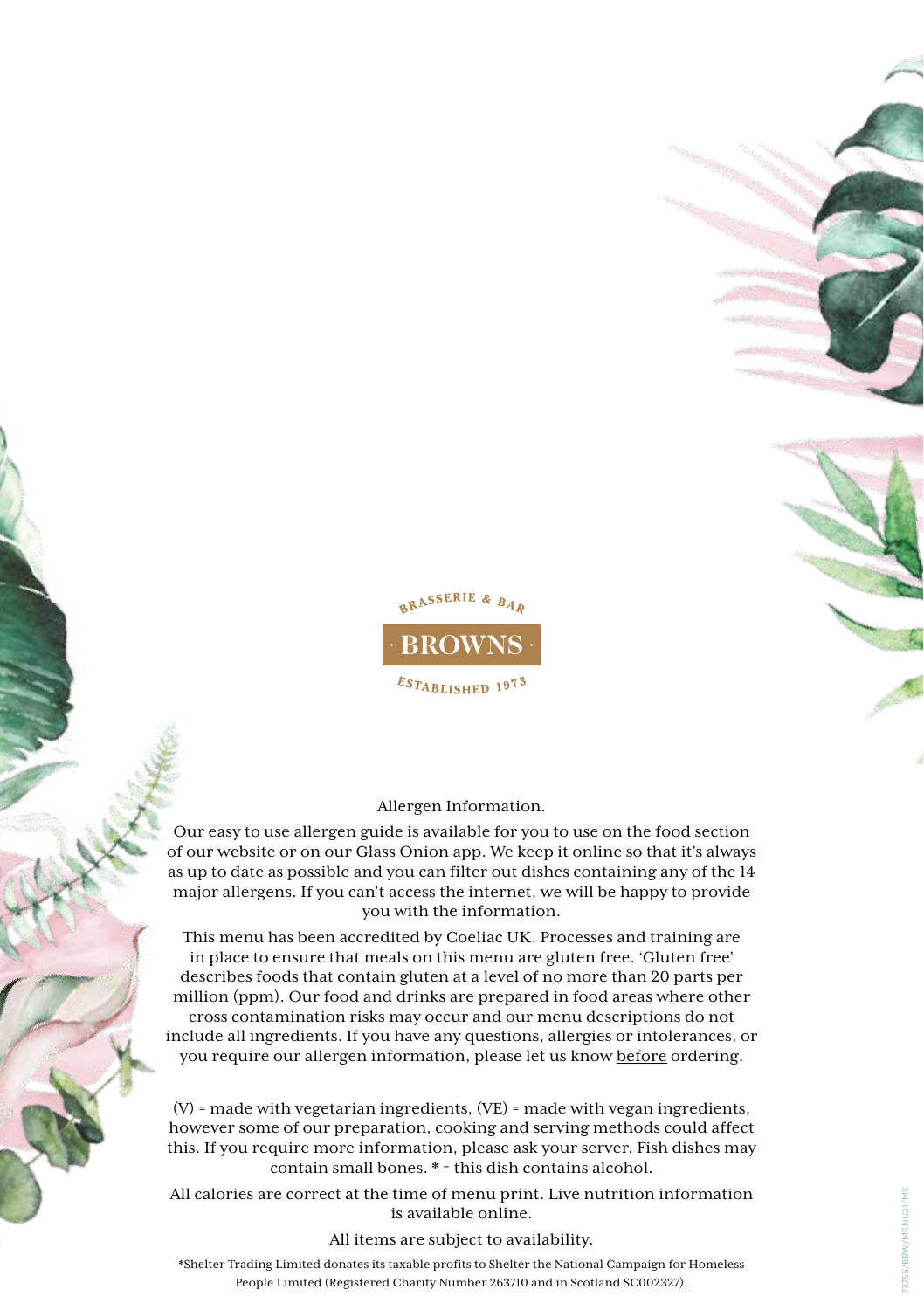BRASSERIE & BAR

BROWNS

ESTABLISHED 1973

Allergen Information.

Our easy to use allergen guide is available for you to use on the food section of our website or on our Glass Onion app. We keep it online so that it's always as up to date as possible and you can filter out dishes containing any of the 14 major allergens. If you can't access the internet, we will be happy to provide you with the information.

This menu has been accredited by Coeliac UK. Processes and training are in place to ensure that meals on this menu are gluten free. 'Gluten free' describes foods that contain gluten at a level of no more than 20 parts per million (ppm). Our food and drinks are prepared in food areas where other cross contamination risks may occur and our menu descriptions do not include all ingredients. If you have any questions, allergies or intolerances, or you require our allergen information, please let us know before ordering.

(V) = made with vegetarian ingredients, (VE) = made with vegan ingredients, however some of our preparation, cooking and serving methods could affect this. If you require more information, please ask your server. Fish dishes may contain small bones. * = this dish contains alcohol.

All calories are correct at the time of menu print. Live nutrition information is available online.

All items are subject to availability.

*Shelter Trading Limited donates its taxable profits to Shelter the National Campaign for Homeless People Limited (Registered Charity Number 263710 and in Scotland SC002327).

73755/BRW/MENU21/MX